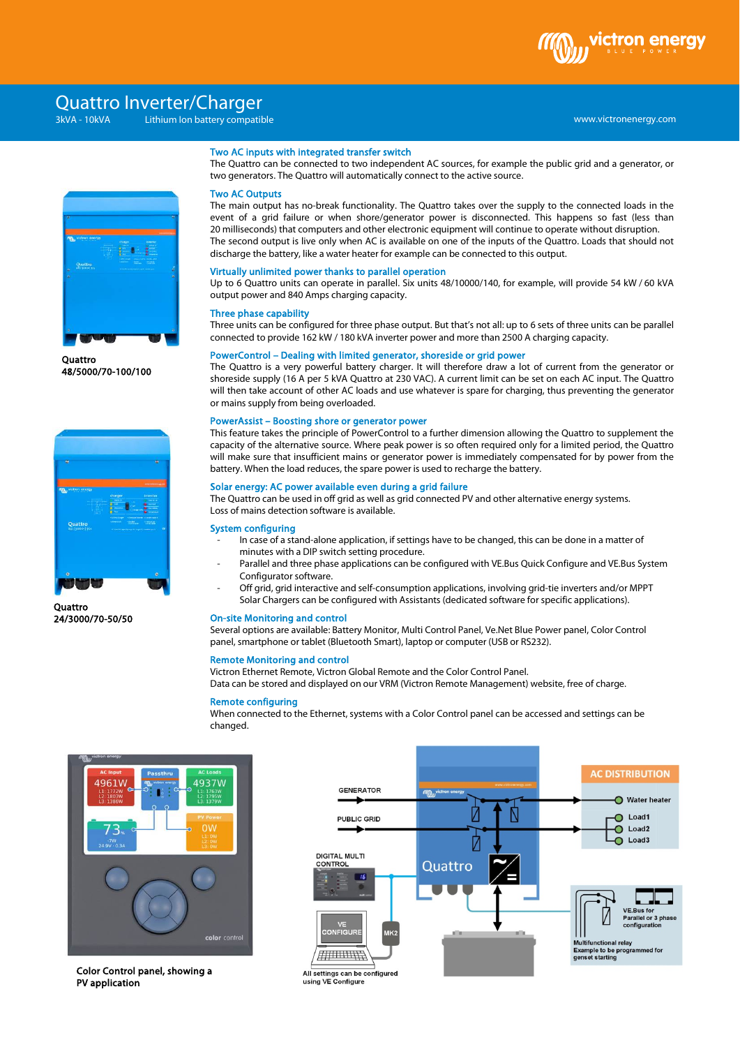# Quattro Inverter/Charger

3kVA - 10kVA Lithium Ion battery compatible

www.victronenergy.com

Quattro
48/5000/70-100/100

Quattro
24/3000/70-50/50

### Two AC inputs with integrated transfer switch

The Quattro can be connected to two independent AC sources, for example the public grid and a generator, or two generators. The Quattro will automatically connect to the active source.

### Two AC Outputs

The main output has no-break functionality. The Quattro takes over the supply to the connected loads in the event of a grid failure or when shore/generator power is disconnected. This happens so fast (less than 20 milliseconds) that computers and other electronic equipment will continue to operate without disruption. The second output is live only when AC is available on one of the inputs of the Quattro. Loads that should not discharge the battery, like a water heater for example can be connected to this output.

### Virtually unlimited power thanks to parallel operation

Up to 6 Quattro units can operate in parallel. Six units 48/10000/140, for example, will provide 54 kW / 60 kVA output power and 840 Amps charging capacity.

### Three phase capability

Three units can be configured for three phase output. But that's not all: up to 6 sets of three units can be parallel connected to provide 162 kW / 180 kVA inverter power and more than 2500 A charging capacity.

### PowerControl – Dealing with limited generator, shoreside or grid power

The Quattro is a very powerful battery charger. It will therefore draw a lot of current from the generator or shoreside supply (16 A per 5 kVA Quattro at 230 VAC). A current limit can be set on each AC input. The Quattro will then take account of other AC loads and use whatever is spare for charging, thus preventing the generator or mains supply from being overloaded.

### PowerAssist – Boosting shore or generator power

This feature takes the principle of PowerControl to a further dimension allowing the Quattro to supplement the capacity of the alternative source. Where peak power is so often required only for a limited period, the Quattro will make sure that insufficient mains or generator power is immediately compensated for by power from the battery. When the load reduces, the spare power is used to recharge the battery.

### Solar energy: AC power available even during a grid failure

The Quattro can be used in off grid as well as grid connected PV and other alternative energy systems.
Loss of mains detection software is available.

### System configuring

- In case of a stand-alone application, if settings have to be changed, this can be done in a matter of minutes with a DIP switch setting procedure.
- Parallel and three phase applications can be configured with VE.Bus Quick Configure and VE.Bus System Configurator software.
- Off grid, grid interactive and self-consumption applications, involving grid-tie inverters and/or MPPT Solar Chargers can be configured with Assistants (dedicated software for specific applications).

### On-site Monitoring and control

Several options are available: Battery Monitor, Multi Control Panel, Ve.Net Blue Power panel, Color Control panel, smartphone or tablet (Bluetooth Smart), laptop or computer (USB or RS232).

### Remote Monitoring and control

Victron Ethernet Remote, Victron Global Remote and the Color Control Panel.
Data can be stored and displayed on our VRM (Victron Remote Management) website, free of charge.

### Remote configuring

When connected to the Ethernet, systems with a Color Control panel can be accessed and settings can be changed.

Color Control panel, showing a PV application

GENERATOR
PUBLIC GRID
DIGITAL MULTI CONTROL
Quattro
AC DISTRIBUTION
Water heater
Load1
Load2
Load3
VE CONFIGURE
MK2
All settings can be configured using VE Configure
VE.Bus for Parallel or 3 phase configuration
Multifunctional relay
Example to be programmed for genset starting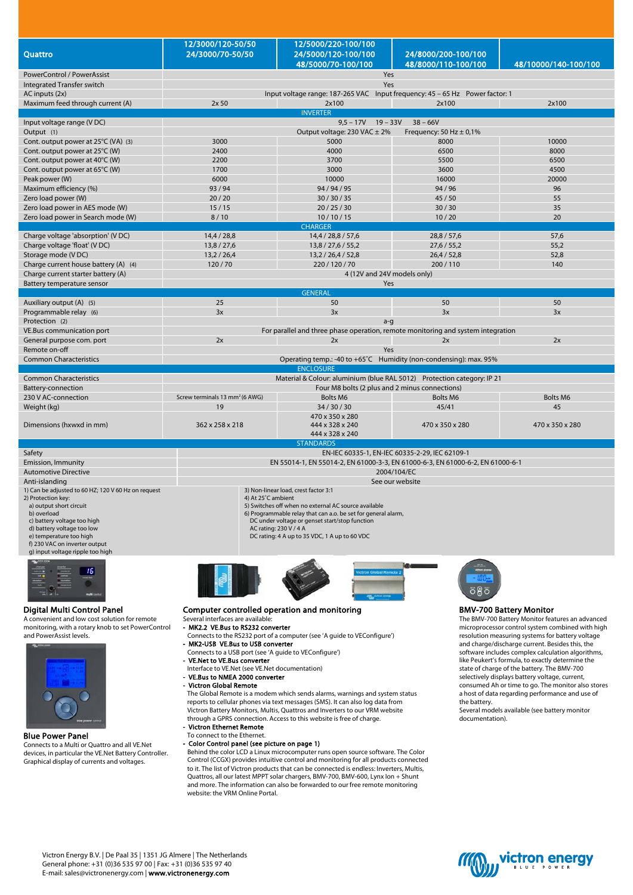| Quattro | 12/3000/120-50/50<br>24/3000/70-50/50 | 12/5000/220-100/100<br>24/5000/120-100/100<br>48/5000/70-100/100 | 24/8000/200-100/100<br>48/8000/110-100/100 | 48/10000/140-100/100 |
|---|---|---|---|---|
| PowerControl / PowerAssist | Yes | | | |
| Integrated Transfer switch | Yes | | | |
| AC inputs (2x) | Input voltage range: 187-265 VAC Input frequency: 45 – 65 Hz Power factor: 1 | | | |
| Maximum feed through current (A) | 2x 50 | 2x100 | 2x100 | 2x100 |
| **INVERTER** | | | | |
| Input voltage range (V DC) | 9,5 – 17V 19 – 33V 38 – 66V | | | |
| Output (1) | Output voltage: 230 VAC ± 2% Frequency: 50 Hz ± 0,1% | | | |
| Cont. output power at 25°C (VA) (3) | 3000 | 5000 | 8000 | 10000 |
| Cont. output power at 25°C (W) | 2400 | 4000 | 6500 | 8000 |
| Cont. output power at 40°C (W) | 2200 | 3700 | 5500 | 6500 |
| Cont. output power at 65°C (W) | 1700 | 3000 | 3600 | 4500 |
| Peak power (W) | 6000 | 10000 | 16000 | 20000 |
| Maximum efficiency (%) | 93 / 94 | 94 / 94 / 95 | 94 / 96 | 96 |
| Zero load power (W) | 20 / 20 | 30 / 30 / 35 | 45 / 50 | 55 |
| Zero load power in AES mode (W) | 15 / 15 | 20 / 25 / 30 | 30 / 30 | 35 |
| Zero load power in Search mode (W) | 8 / 10 | 10 / 10 / 15 | 10 / 20 | 20 |
| **CHARGER** | | | | |
| Charge voltage 'absorption' (V DC) | 14,4 / 28,8 | 14,4 / 28,8 / 57,6 | 28,8 / 57,6 | 57,6 |
| Charge voltage 'float' (V DC) | 13,8 / 27,6 | 13,8 / 27,6 / 55,2 | 27,6 / 55,2 | 55,2 |
| Storage mode (V DC) | 13,2 / 26,4 | 13,2 / 26,4 / 52,8 | 26,4 / 52,8 | 52,8 |
| Charge current house battery (A) (4) | 120 / 70 | 220 / 120 / 70 | 200 / 110 | 140 |
| Charge current starter battery (A) | 4 (12V and 24V models only) | | | |
| Battery temperature sensor | Yes | | | |
| **GENERAL** | | | | |
| Auxiliary output (A) (5) | 25 | 50 | 50 | 50 |
| Programmable relay (6) | 3x | 3x | 3x | 3x |
| Protection (2) | a-g | | | |
| VE.Bus communication port | For parallel and three phase operation, remote monitoring and system integration | | | |
| General purpose com. port | 2x | 2x | 2x | 2x |
| Remote on-off | Yes | | | |
| Common Characteristics | Operating temp.: -40 to +65°C Humidity (non-condensing): max. 95% | | | |
| **ENCLOSURE** | | | | |
| Common Characteristics | Material & Colour: aluminium (blue RAL 5012) Protection category: IP 21 | | | |
| Battery-connection | Four M8 bolts (2 plus and 2 minus connections) | | | |
| 230 V AC-connection | Screw terminals 13 mm² (6 AWG) | Bolts M6 | Bolts M6 | Bolts M6 |
| Weight (kg) | 19 | 34 / 30 / 30 | 45/41 | 45 |
| Dimensions (hxwxd in mm) | 362 x 258 x 218 | 470 x 350 x 280<br>444 x 328 x 240<br>444 x 328 x 240 | 470 x 350 x 280 | 470 x 350 x 280 |
| **STANDARDS** | | | | |
| Safety | EN-IEC 60335-1, EN-IEC 60335-2-29, IEC 62109-1 | | | |
| Emission, Immunity | EN 55014-1, EN 55014-2, EN 61000-3-3, EN 61000-6-3, EN 61000-6-2, EN 61000-6-1 | | | |
| Automotive Directive | 2004/104/EC | | | |
| Anti-islanding | See our website | | | |

1) Can be adjusted to 60 HZ; 120 V 60 Hz on request
2) Protection key:
 a) output short circuit
 b) overload
 c) battery voltage too high
 d) battery voltage too low
 e) temperature too high
 f) 230 VAC on inverter output
 g) input voltage ripple too high
3) Non-linear load, crest factor 3:1
4) At 25°C ambient
5) Switches off when no external AC source available
6) Programmable relay that can a.o. be set for general alarm, DC under voltage or genset start/stop function
 AC rating: 230 V / 4 A
 DC rating: 4 A up to 35 VDC, 1 A up to 60 VDC

## Digital Multi Control Panel

A convenient and low cost solution for remote monitoring, with a rotary knob to set PowerControl and PowerAssist levels.

## Blue Power Panel

Connects to a Multi or Quattro and all VE.Net devices, in particular the VE.Net Battery Controller. Graphical display of currents and voltages.

## Computer controlled operation and monitoring

Several interfaces are available:

- **MK2.2 VE.Bus to RS232 converter**
  Connects to the RS232 port of a computer (see 'A guide to VEConfigure')
- **MK2-USB VE.Bus to USB converter**
  Connects to a USB port (see 'A guide to VEConfigure')
- **VE.Net to VE.Bus converter**
  Interface to VE.Net (see VE.Net documentation)
- **VE.Bus to NMEA 2000 converter**
- **Victron Global Remote**
  The Global Remote is a modem which sends alarms, warnings and system status reports to cellular phones via text messages (SMS). It can also log data from Victron Battery Monitors, Multis, Quattros and Inverters to our VRM website through a GPRS connection. Access to this website is free of charge.
- **Victron Ethernet Remote**
  To connect to the Ethernet.
- **Color Control panel (see picture on page 1)**
  Behind the color LCD a Linux microcomputer runs open source software. The Color Control (CCGX) provides intuitive control and monitoring for all products connected to it. The list of Victron products that can be connected is endless: Inverters, Multis, Quattros, all our latest MPPT solar chargers, BMV-700, BMV-600, Lynx Ion + Shunt and more. The information can also be forwarded to our free remote monitoring website: the VRM Online Portal.

## BMV-700 Battery Monitor

The BMV-700 Battery Monitor features an advanced microprocessor control system combined with high resolution measuring systems for battery voltage and charge/discharge current. Besides this, the software includes complex calculation algorithms, like Peukert's formula, to exactly determine the state of charge of the battery. The BMV-700 selectively displays battery voltage, current, consumed Ah or time to go. The monitor also stores a host of data regarding performance and use of the battery.
Several models available (see battery monitor documentation).

Victron Energy B.V. | De Paal 35 | 1351 JG Almere | The Netherlands
General phone: +31 (0)36 535 97 00 | Fax: +31 (0)36 535 97 40
E-mail: sales@victronenergy.com | **www.victronenergy.com**